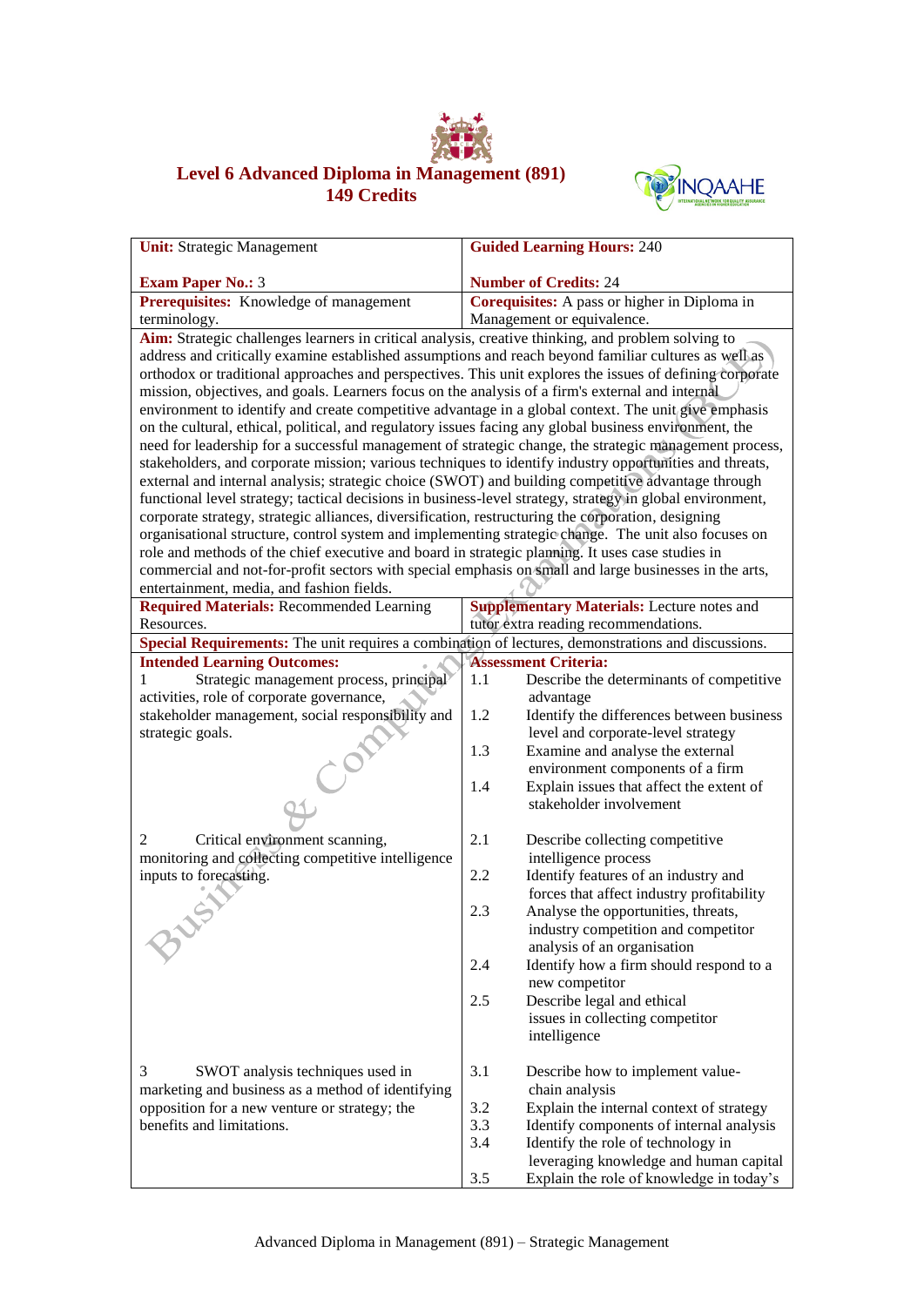# Level 6 Advanced Diploma in Management (891)
## 149 Credits

| **Unit:** Strategic Management<br><br>**Exam Paper No.:** 3 | **Guided Learning Hours:** 240<br><br>**Number of Credits:** 24 |
|---|---|
| **Prerequisites:** Knowledge of management terminology. | **Corequisites:** A pass or higher in Diploma in Management or equivalence. |
| **Aim:** Strategic challenges learners in critical analysis, creative thinking, and problem solving to address and critically examine established assumptions and reach beyond familiar cultures as well as orthodox or traditional approaches and perspectives. This unit explores the issues of defining corporate mission, objectives, and goals. Learners focus on the analysis of a firm's external and internal environment to identify and create competitive advantage in a global context. The unit give emphasis on the cultural, ethical, political, and regulatory issues facing any global business environment, the need for leadership for a successful management of strategic change, the strategic management process, stakeholders, and corporate mission; various techniques to identify industry opportunities and threats, external and internal analysis; strategic choice (SWOT) and building competitive advantage through functional level strategy; tactical decisions in business-level strategy, strategy in global environment, corporate strategy, strategic alliances, diversification, restructuring the corporation, designing organisational structure, control system and implementing strategic change. The unit also focuses on role and methods of the chief executive and board in strategic planning. It uses case studies in commercial and not-for-profit sectors with special emphasis on small and large businesses in the arts, entertainment, media, and fashion fields. | |
| **Required Materials:** Recommended Learning Resources. | **Supplementary Materials:** Lecture notes and tutor extra reading recommendations. |
| **Special Requirements:** The unit requires a combination of lectures, demonstrations and discussions. | |
| **Intended Learning Outcomes:** | **Assessment Criteria:** |
| 1 Strategic management process, principal activities, role of corporate governance, stakeholder management, social responsibility and strategic goals. | 1.1 Describe the determinants of competitive advantage<br>1.2 Identify the differences between business level and corporate-level strategy<br>1.3 Examine and analyse the external environment components of a firm<br>1.4 Explain issues that affect the extent of stakeholder involvement |
| 2 Critical environment scanning, monitoring and collecting competitive intelligence inputs to forecasting. | 2.1 Describe collecting competitive intelligence process<br>2.2 Identify features of an industry and forces that affect industry profitability<br>2.3 Analyse the opportunities, threats, industry competition and competitor analysis of an organisation<br>2.4 Identify how a firm should respond to a new competitor<br>2.5 Describe legal and ethical issues in collecting competitor intelligence |
| 3 SWOT analysis techniques used in marketing and business as a method of identifying opposition for a new venture or strategy; the benefits and limitations. | 3.1 Describe how to implement value-chain analysis<br>3.2 Explain the internal context of strategy<br>3.3 Identify components of internal analysis<br>3.4 Identify the role of technology in leveraging knowledge and human capital<br>3.5 Explain the role of knowledge in today's |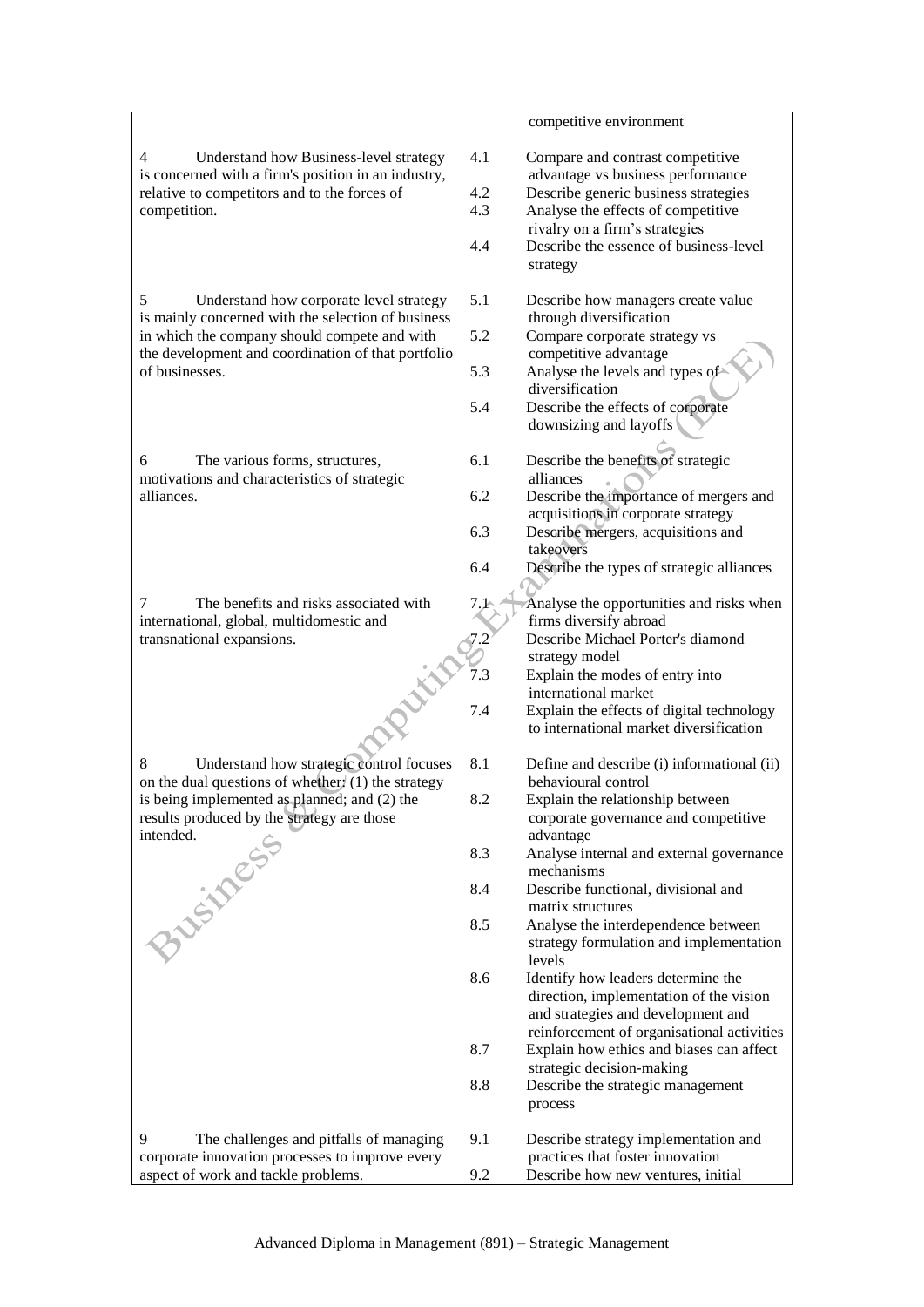| | |
|---|---|
| | competitive environment |
| 4 Understand how Business-level strategy is concerned with a firm's position in an industry, relative to competitors and to the forces of competition. | 4.1 Compare and contrast competitive advantage vs business performance<br>4.2 Describe generic business strategies<br>4.3 Analyse the effects of competitive rivalry on a firm's strategies<br>4.4 Describe the essence of business-level strategy |
| 5 Understand how corporate level strategy is mainly concerned with the selection of business in which the company should compete and with the development and coordination of that portfolio of businesses. | 5.1 Describe how managers create value through diversification<br>5.2 Compare corporate strategy vs competitive advantage<br>5.3 Analyse the levels and types of diversification<br>5.4 Describe the effects of corporate downsizing and layoffs |
| 6 The various forms, structures, motivations and characteristics of strategic alliances. | 6.1 Describe the benefits of strategic alliances<br>6.2 Describe the importance of mergers and acquisitions in corporate strategy<br>6.3 Describe mergers, acquisitions and takeovers<br>6.4 Describe the types of strategic alliances |
| 7 The benefits and risks associated with international, global, multidomestic and transnational expansions. | 7.1 Analyse the opportunities and risks when firms diversify abroad<br>7.2 Describe Michael Porter's diamond strategy model<br>7.3 Explain the modes of entry into international market<br>7.4 Explain the effects of digital technology to international market diversification |
| 8 Understand how strategic control focuses on the dual questions of whether: (1) the strategy is being implemented as planned; and (2) the results produced by the strategy are those intended. | 8.1 Define and describe (i) informational (ii) behavioural control<br>8.2 Explain the relationship between corporate governance and competitive advantage<br>8.3 Analyse internal and external governance mechanisms<br>8.4 Describe functional, divisional and matrix structures<br>8.5 Analyse the interdependence between strategy formulation and implementation levels<br>8.6 Identify how leaders determine the direction, implementation of the vision and strategies and development and reinforcement of organisational activities<br>8.7 Explain how ethics and biases can affect strategic decision-making<br>8.8 Describe the strategic management process |
| 9 The challenges and pitfalls of managing corporate innovation processes to improve every aspect of work and tackle problems. | 9.1 Describe strategy implementation and practices that foster innovation<br>9.2 Describe how new ventures, initial |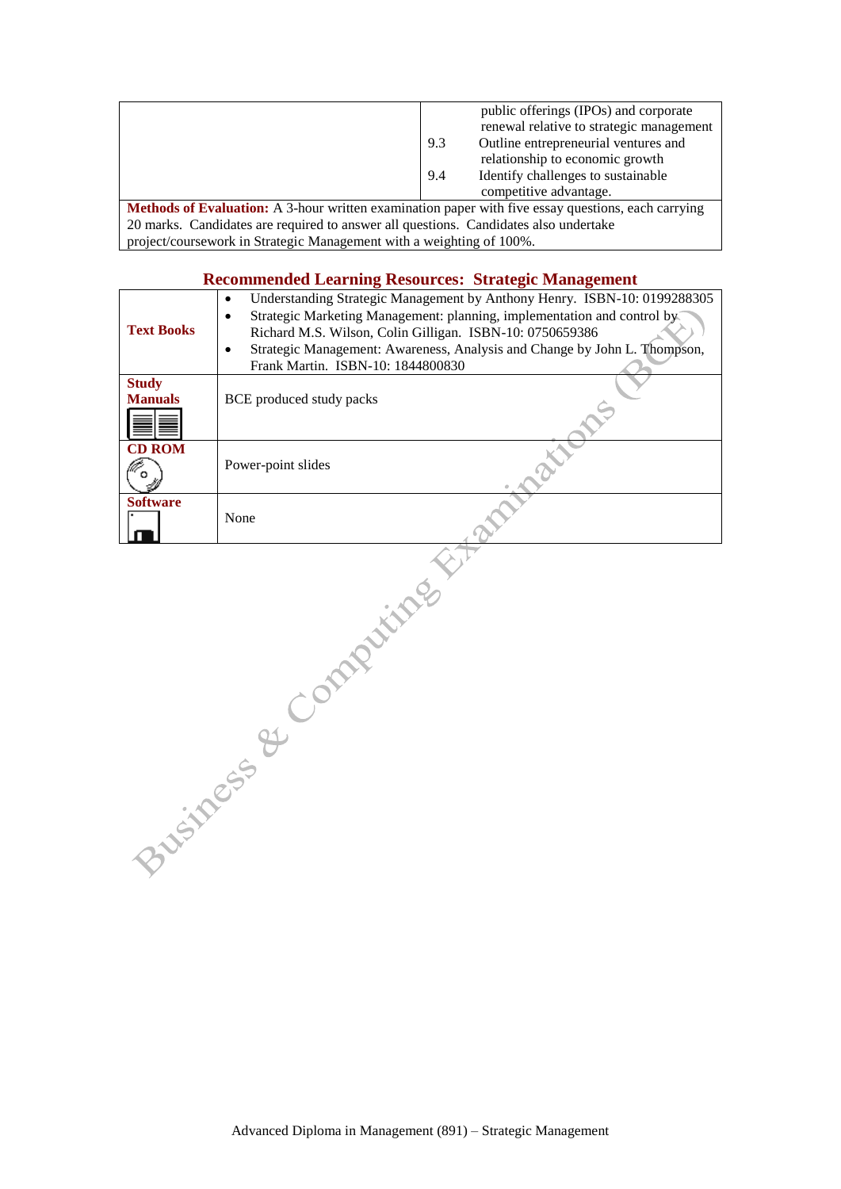| | |
|---|---|
| | public offerings (IPOs) and corporate renewal relative to strategic management |
| | 9.3 Outline entrepreneurial ventures and relationship to economic growth |
| | 9.4 Identify challenges to sustainable competitive advantage. |

**Methods of Evaluation:** A 3-hour written examination paper with five essay questions, each carrying 20 marks. Candidates are required to answer all questions. Candidates also undertake project/coursework in Strategic Management with a weighting of 100%.

## Recommended Learning Resources: Strategic Management

| | |
|---|---|
| **Text Books** | • Understanding Strategic Management by Anthony Henry. ISBN-10: 0199288305<br>• Strategic Marketing Management: planning, implementation and control by Richard M.S. Wilson, Colin Gilligan. ISBN-10: 0750659386<br>• Strategic Management: Awareness, Analysis and Change by John L. Thompson, Frank Martin. ISBN-10: 1844800830 |
| **Study Manuals** | BCE produced study packs |
| **CD ROM** | Power-point slides |
| **Software** | None |